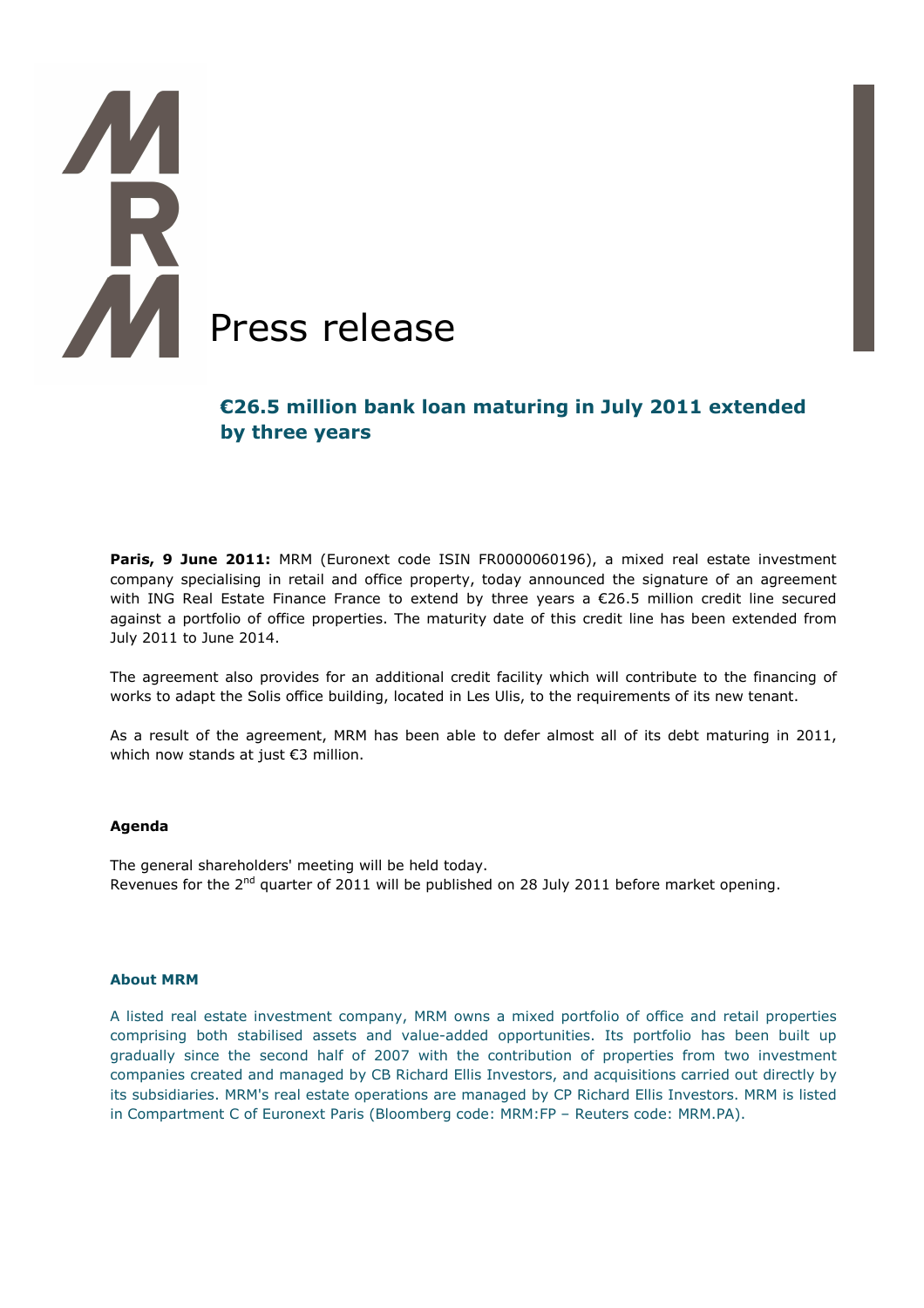# Press release

## €26.5 million bank loan maturing in July 2011 extended by three years

**Paris, 9 June 2011:** MRM (Euronext code ISIN FR0000060196), a mixed real estate investment company specialising in retail and office property, today announced the signature of an agreement with ING Real Estate Finance France to extend by three years a €26.5 million credit line secured against a portfolio of office properties. The maturity date of this credit line has been extended from July 2011 to June 2014.

The agreement also provides for an additional credit facility which will contribute to the financing of works to adapt the Solis office building, located in Les Ulis, to the requirements of its new tenant.

As a result of the agreement, MRM has been able to defer almost all of its debt maturing in 2011, which now stands at just €3 million.

### Agenda

The general shareholders' meeting will be held today.
Revenues for the 2nd quarter of 2011 will be published on 28 July 2011 before market opening.

### About MRM

A listed real estate investment company, MRM owns a mixed portfolio of office and retail properties comprising both stabilised assets and value-added opportunities. Its portfolio has been built up gradually since the second half of 2007 with the contribution of properties from two investment companies created and managed by CB Richard Ellis Investors, and acquisitions carried out directly by its subsidiaries. MRM's real estate operations are managed by CP Richard Ellis Investors. MRM is listed in Compartment C of Euronext Paris (Bloomberg code: MRM:FP – Reuters code: MRM.PA).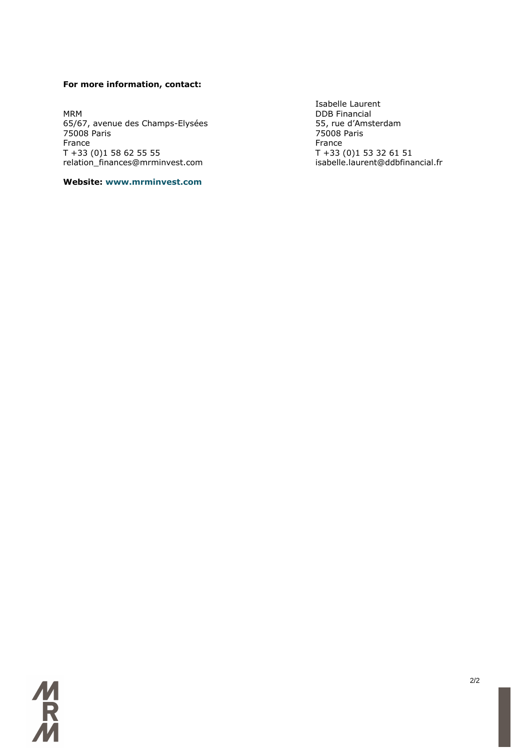**For more information, contact:**

MRM
65/67, avenue des Champs-Elysées
75008 Paris
France
T +33 (0)1 58 62 55 55
relation_finances@mrminvest.com

Isabelle Laurent
DDB Financial
55, rue d'Amsterdam
75008 Paris
France
T +33 (0)1 53 32 61 51
isabelle.laurent@ddbfinancial.fr

**Website: www.mrminvest.com**